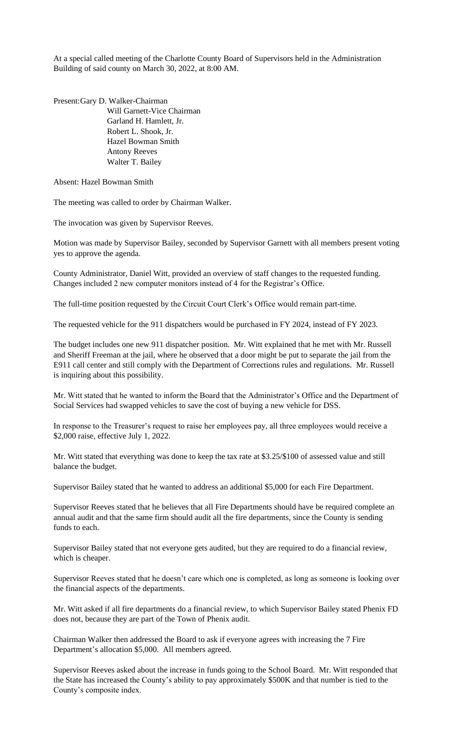At a special called meeting of the Charlotte County Board of Supervisors held in the Administration Building of said county on March 30, 2022, at 8:00 AM.

Present: Gary D. Walker-Chairman
Will Garnett-Vice Chairman
Garland H. Hamlett, Jr.
Robert L. Shook, Jr.
Hazel Bowman Smith
Antony Reeves
Walter T. Bailey

Absent: Hazel Bowman Smith

The meeting was called to order by Chairman Walker.

The invocation was given by Supervisor Reeves.

Motion was made by Supervisor Bailey, seconded by Supervisor Garnett with all members present voting yes to approve the agenda.

County Administrator, Daniel Witt, provided an overview of staff changes to the requested funding. Changes included 2 new computer monitors instead of 4 for the Registrar's Office.

The full-time position requested by the Circuit Court Clerk's Office would remain part-time.

The requested vehicle for the 911 dispatchers would be purchased in FY 2024, instead of FY 2023.

The budget includes one new 911 dispatcher position. Mr. Witt explained that he met with Mr. Russell and Sheriff Freeman at the jail, where he observed that a door might be put to separate the jail from the E911 call center and still comply with the Department of Corrections rules and regulations. Mr. Russell is inquiring about this possibility.

Mr. Witt stated that he wanted to inform the Board that the Administrator's Office and the Department of Social Services had swapped vehicles to save the cost of buying a new vehicle for DSS.

In response to the Treasurer's request to raise her employees pay, all three employees would receive a $2,000 raise, effective July 1, 2022.

Mr. Witt stated that everything was done to keep the tax rate at $3.25/$100 of assessed value and still balance the budget.

Supervisor Bailey stated that he wanted to address an additional $5,000 for each Fire Department.

Supervisor Reeves stated that he believes that all Fire Departments should have be required complete an annual audit and that the same firm should audit all the fire departments, since the County is sending funds to each.

Supervisor Bailey stated that not everyone gets audited, but they are required to do a financial review, which is cheaper.

Supervisor Reeves stated that he doesn't care which one is completed, as long as someone is looking over the financial aspects of the departments.

Mr. Witt asked if all fire departments do a financial review, to which Supervisor Bailey stated Phenix FD does not, because they are part of the Town of Phenix audit.

Chairman Walker then addressed the Board to ask if everyone agrees with increasing the 7 Fire Department's allocation $5,000. All members agreed.

Supervisor Reeves asked about the increase in funds going to the School Board. Mr. Witt responded that the State has increased the County's ability to pay approximately $500K and that number is tied to the County's composite index.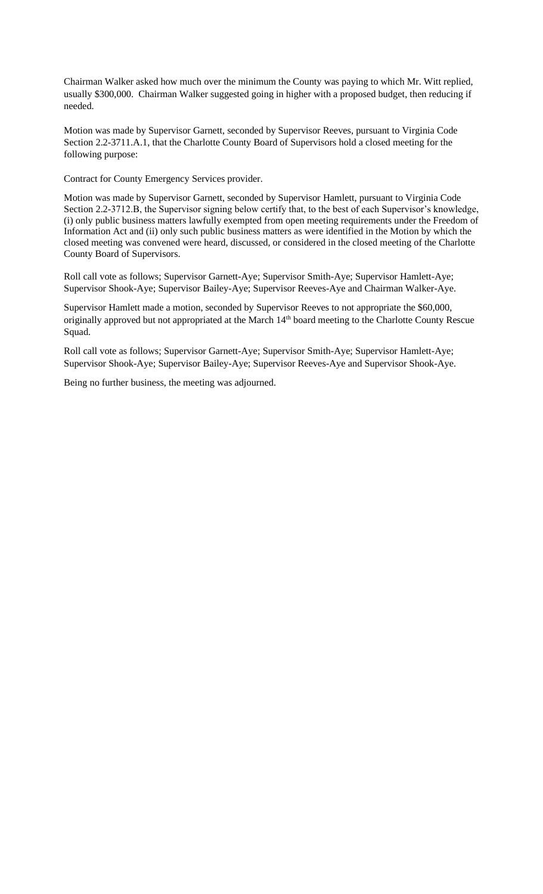Chairman Walker asked how much over the minimum the County was paying to which Mr. Witt replied, usually $300,000. Chairman Walker suggested going in higher with a proposed budget, then reducing if needed.

Motion was made by Supervisor Garnett, seconded by Supervisor Reeves, pursuant to Virginia Code Section 2.2-3711.A.1, that the Charlotte County Board of Supervisors hold a closed meeting for the following purpose:

Contract for County Emergency Services provider.

Motion was made by Supervisor Garnett, seconded by Supervisor Hamlett, pursuant to Virginia Code Section 2.2-3712.B, the Supervisor signing below certify that, to the best of each Supervisor's knowledge, (i) only public business matters lawfully exempted from open meeting requirements under the Freedom of Information Act and (ii) only such public business matters as were identified in the Motion by which the closed meeting was convened were heard, discussed, or considered in the closed meeting of the Charlotte County Board of Supervisors.

Roll call vote as follows; Supervisor Garnett-Aye; Supervisor Smith-Aye; Supervisor Hamlett-Aye; Supervisor Shook-Aye; Supervisor Bailey-Aye; Supervisor Reeves-Aye and Chairman Walker-Aye.

Supervisor Hamlett made a motion, seconded by Supervisor Reeves to not appropriate the $60,000, originally approved but not appropriated at the March 14th board meeting to the Charlotte County Rescue Squad.

Roll call vote as follows; Supervisor Garnett-Aye; Supervisor Smith-Aye; Supervisor Hamlett-Aye; Supervisor Shook-Aye; Supervisor Bailey-Aye; Supervisor Reeves-Aye and Supervisor Shook-Aye.

Being no further business, the meeting was adjourned.